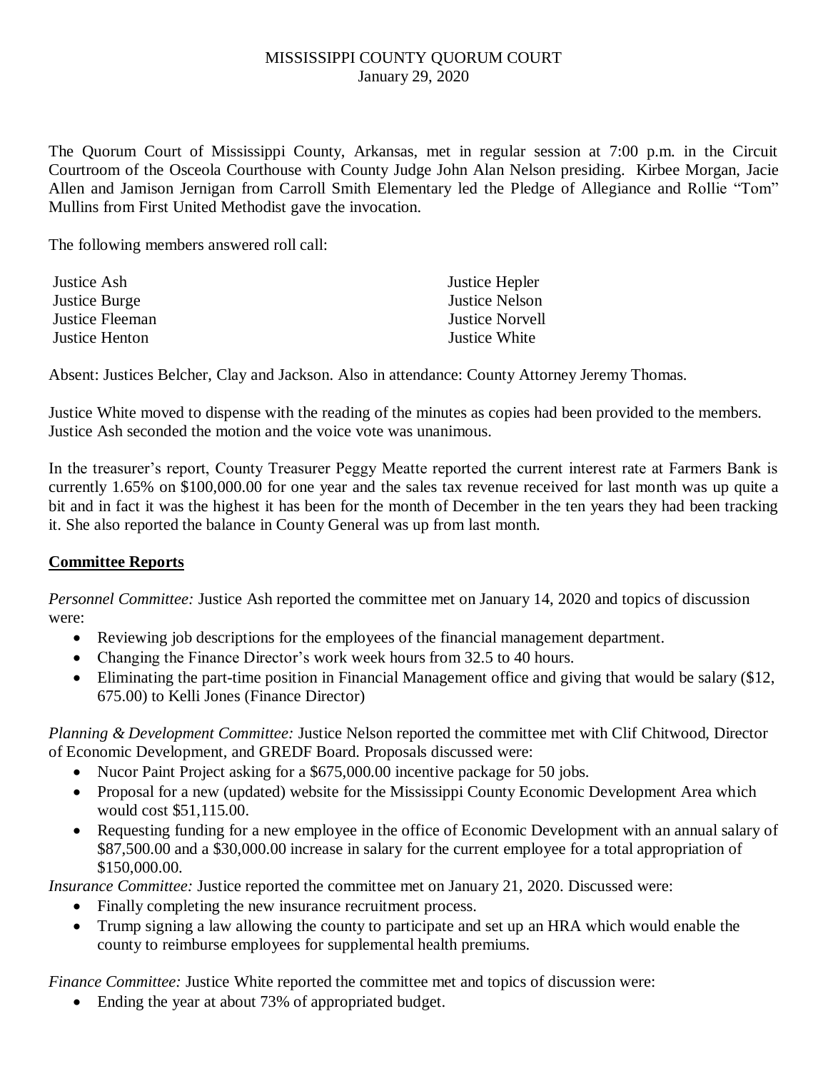MISSISSIPPI COUNTY QUORUM COURT
January 29, 2020

The Quorum Court of Mississippi County, Arkansas, met in regular session at 7:00 p.m. in the Circuit Courtroom of the Osceola Courthouse with County Judge John Alan Nelson presiding. Kirbee Morgan, Jacie Allen and Jamison Jernigan from Carroll Smith Elementary led the Pledge of Allegiance and Rollie "Tom" Mullins from First United Methodist gave the invocation.

The following members answered roll call:

Justice Ash
Justice Burge
Justice Fleeman
Justice Henton
Justice Hepler
Justice Nelson
Justice Norvell
Justice White

Absent: Justices Belcher, Clay and Jackson. Also in attendance: County Attorney Jeremy Thomas.

Justice White moved to dispense with the reading of the minutes as copies had been provided to the members. Justice Ash seconded the motion and the voice vote was unanimous.

In the treasurer's report, County Treasurer Peggy Meatte reported the current interest rate at Farmers Bank is currently 1.65% on $100,000.00 for one year and the sales tax revenue received for last month was up quite a bit and in fact it was the highest it has been for the month of December in the ten years they had been tracking it. She also reported the balance in County General was up from last month.

**Committee Reports**

*Personnel Committee:* Justice Ash reported the committee met on January 14, 2020 and topics of discussion were:

- Reviewing job descriptions for the employees of the financial management department.
- Changing the Finance Director's work week hours from 32.5 to 40 hours.
- Eliminating the part-time position in Financial Management office and giving that would be salary ($12, 675.00) to Kelli Jones (Finance Director)

*Planning & Development Committee:* Justice Nelson reported the committee met with Clif Chitwood, Director of Economic Development, and GREDF Board. Proposals discussed were:

- Nucor Paint Project asking for a $675,000.00 incentive package for 50 jobs.
- Proposal for a new (updated) website for the Mississippi County Economic Development Area which would cost $51,115.00.
- Requesting funding for a new employee in the office of Economic Development with an annual salary of $87,500.00 and a $30,000.00 increase in salary for the current employee for a total appropriation of $150,000.00.

*Insurance Committee:* Justice reported the committee met on January 21, 2020. Discussed were:

- Finally completing the new insurance recruitment process.
- Trump signing a law allowing the county to participate and set up an HRA which would enable the county to reimburse employees for supplemental health premiums.

*Finance Committee:* Justice White reported the committee met and topics of discussion were:

- Ending the year at about 73% of appropriated budget.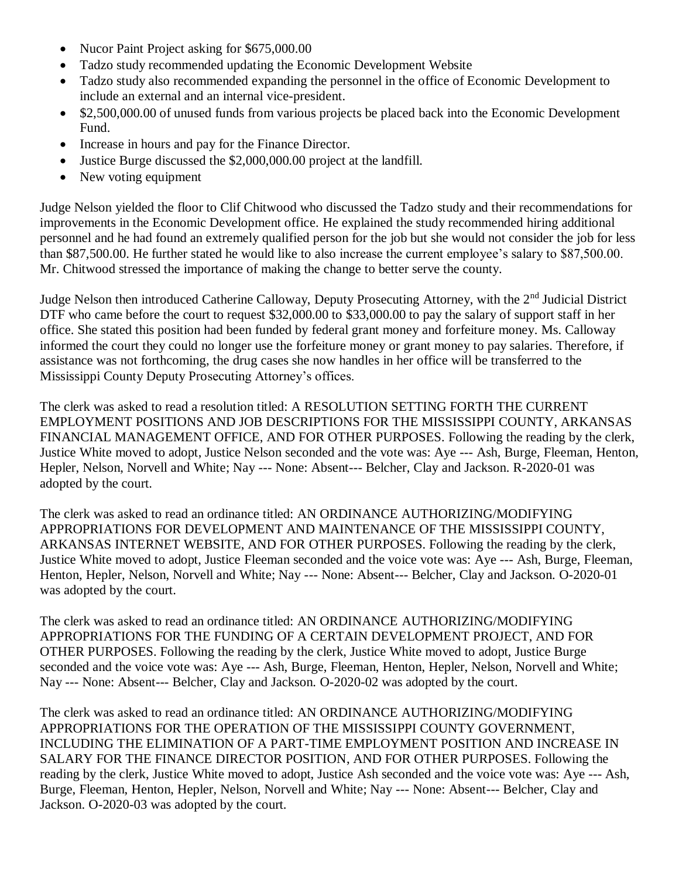- Nucor Paint Project asking for $675,000.00
- Tadzo study recommended updating the Economic Development Website
- Tadzo study also recommended expanding the personnel in the office of Economic Development to include an external and an internal vice-president.
- $2,500,000.00 of unused funds from various projects be placed back into the Economic Development Fund.
- Increase in hours and pay for the Finance Director.
- Justice Burge discussed the $2,000,000.00 project at the landfill.
- New voting equipment

Judge Nelson yielded the floor to Clif Chitwood who discussed the Tadzo study and their recommendations for improvements in the Economic Development office. He explained the study recommended hiring additional personnel and he had found an extremely qualified person for the job but she would not consider the job for less than $87,500.00. He further stated he would like to also increase the current employee's salary to $87,500.00. Mr. Chitwood stressed the importance of making the change to better serve the county.

Judge Nelson then introduced Catherine Calloway, Deputy Prosecuting Attorney, with the 2nd Judicial District DTF who came before the court to request $32,000.00 to $33,000.00 to pay the salary of support staff in her office. She stated this position had been funded by federal grant money and forfeiture money. Ms. Calloway informed the court they could no longer use the forfeiture money or grant money to pay salaries. Therefore, if assistance was not forthcoming, the drug cases she now handles in her office will be transferred to the Mississippi County Deputy Prosecuting Attorney's offices.

The clerk was asked to read a resolution titled: A RESOLUTION SETTING FORTH THE CURRENT EMPLOYMENT POSITIONS AND JOB DESCRIPTIONS FOR THE MISSISSIPPI COUNTY, ARKANSAS FINANCIAL MANAGEMENT OFFICE, AND FOR OTHER PURPOSES. Following the reading by the clerk, Justice White moved to adopt, Justice Nelson seconded and the vote was: Aye --- Ash, Burge, Fleeman, Henton, Hepler, Nelson, Norvell and White; Nay --- None: Absent--- Belcher, Clay and Jackson. R-2020-01 was adopted by the court.

The clerk was asked to read an ordinance titled: AN ORDINANCE AUTHORIZING/MODIFYING APPROPRIATIONS FOR DEVELOPMENT AND MAINTENANCE OF THE MISSISSIPPI COUNTY, ARKANSAS INTERNET WEBSITE, AND FOR OTHER PURPOSES. Following the reading by the clerk, Justice White moved to adopt, Justice Fleeman seconded and the voice vote was: Aye --- Ash, Burge, Fleeman, Henton, Hepler, Nelson, Norvell and White; Nay --- None: Absent--- Belcher, Clay and Jackson. O-2020-01 was adopted by the court.

The clerk was asked to read an ordinance titled: AN ORDINANCE AUTHORIZING/MODIFYING APPROPRIATIONS FOR THE FUNDING OF A CERTAIN DEVELOPMENT PROJECT, AND FOR OTHER PURPOSES. Following the reading by the clerk, Justice White moved to adopt, Justice Burge seconded and the voice vote was: Aye --- Ash, Burge, Fleeman, Henton, Hepler, Nelson, Norvell and White; Nay --- None: Absent--- Belcher, Clay and Jackson. O-2020-02 was adopted by the court.

The clerk was asked to read an ordinance titled: AN ORDINANCE AUTHORIZING/MODIFYING APPROPRIATIONS FOR THE OPERATION OF THE MISSISSIPPI COUNTY GOVERNMENT, INCLUDING THE ELIMINATION OF A PART-TIME EMPLOYMENT POSITION AND INCREASE IN SALARY FOR THE FINANCE DIRECTOR POSITION, AND FOR OTHER PURPOSES. Following the reading by the clerk, Justice White moved to adopt, Justice Ash seconded and the voice vote was: Aye --- Ash, Burge, Fleeman, Henton, Hepler, Nelson, Norvell and White; Nay --- None: Absent--- Belcher, Clay and Jackson. O-2020-03 was adopted by the court.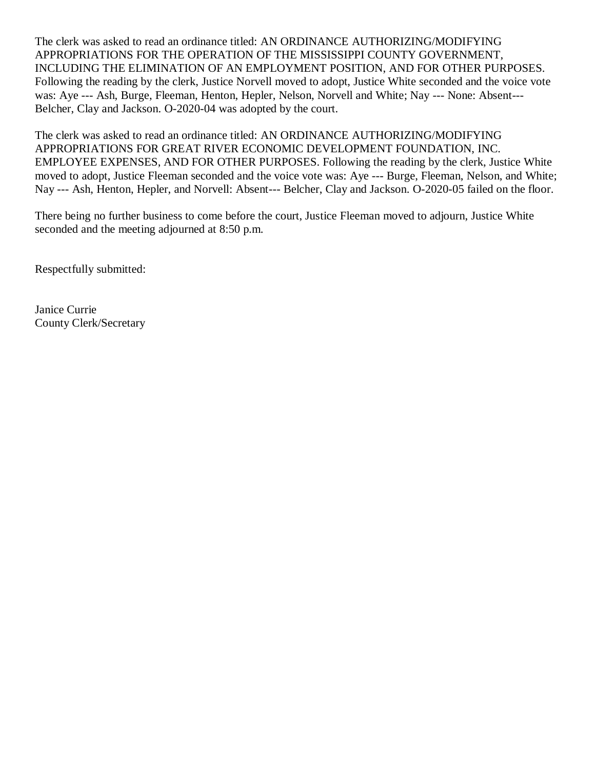The clerk was asked to read an ordinance titled: AN ORDINANCE AUTHORIZING/MODIFYING APPROPRIATIONS FOR THE OPERATION OF THE MISSISSIPPI COUNTY GOVERNMENT, INCLUDING THE ELIMINATION OF AN EMPLOYMENT POSITION, AND FOR OTHER PURPOSES. Following the reading by the clerk, Justice Norvell moved to adopt, Justice White seconded and the voice vote was: Aye --- Ash, Burge, Fleeman, Henton, Hepler, Nelson, Norvell and White; Nay --- None: Absent--- Belcher, Clay and Jackson. O-2020-04 was adopted by the court.

The clerk was asked to read an ordinance titled: AN ORDINANCE AUTHORIZING/MODIFYING APPROPRIATIONS FOR GREAT RIVER ECONOMIC DEVELOPMENT FOUNDATION, INC. EMPLOYEE EXPENSES, AND FOR OTHER PURPOSES. Following the reading by the clerk, Justice White moved to adopt, Justice Fleeman seconded and the voice vote was: Aye --- Burge, Fleeman, Nelson, and White; Nay --- Ash, Henton, Hepler, and Norvell: Absent--- Belcher, Clay and Jackson. O-2020-05 failed on the floor.

There being no further business to come before the court, Justice Fleeman moved to adjourn, Justice White seconded and the meeting adjourned at 8:50 p.m.

Respectfully submitted:

Janice Currie
County Clerk/Secretary